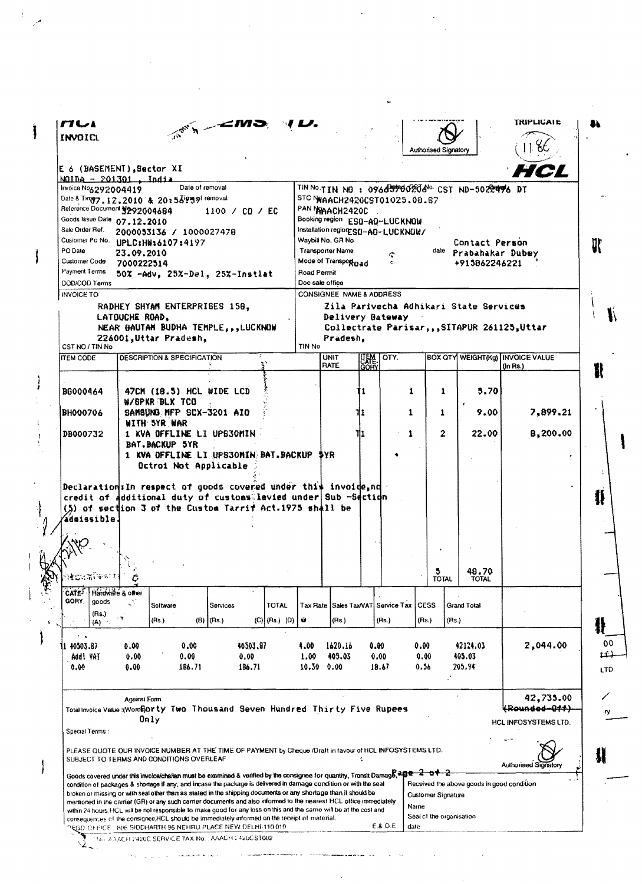HCL INVOICE — EMS LTD.

TRIPLICATE

Authorised Signatory

1186

**HCL**

E 6 (BASEMENT),Sector XI
NOIDA - 201301 , India

| | | | |
|---|---|---|---|
| Invoice No | 6292004419 | TIN No. | TIN NO : 09660700208 CST ND-5022496 DT |
| Date & Time | 07.12.2010 & 20:58:39 | STC No | AAACH2420CST01025.08.87 |
| Reference Document No | 6292004684 1100 / CD / EC | PAN No | AAACH2420C |
| Goods Issue Date | 07.12.2010 | Booking region | ESO-AO-LUCKNOW |
| Sale Order Ref. | 2000033136 / 1000027478 | Installation region | ESO-AO-LUCKNOW/ |
| Customer Po No. | UPLC:HW:6107:4197 | Waybill No. GR No. | |
| PO Date | 23.09.2010 | Transporter Name | |
| Customer Code | 7000222514 | Mode of Transport | Road |
| Payment Terms | 50% -Adv, 25%-Del, 25%-Instlat | Road Permit | |
| DOD/COD Terms | | Doc sale office | |

Contact Person Prabhakar Dubey +915862246221

**INVOICE TO**

RADHEY SHYAM ENTERPRISES 158,
LATOUCHE ROAD,
NEAR GAUTAM BUDHA TEMPLE,,,LUCKNOW
226001,Uttar Pradesh,

CST NO / TIN No

**CONSIGNEE NAME & ADDRESS**

Zila Parivecha Adhikari State Services
Delivery Gateway
Collectrate Parisar,,,SITAPUR 261125,Uttar
Pradesh,

TIN No

| ITEM CODE | DESCRIPTION & SPECIFICATION | UNIT RATE | ITEM CATEGORY | QTY. | BOX QTY | WEIGHT(Kg) | INVOICE VALUE (In Rs.) |
|---|---|---|---|---|---|---|---|
| BG000464 | 47CM (18.5) HCL WIDE LCD W/SPKR BLK TCO | | T1 | 1 | 1 | 5.70 | |
| BH000706 | SAMSUNG MFP SCX-3201 AIO WITH 5YR WAR | | T1 | 1 | 1 | 9.00 | 7,899.21 |
| DB000732 | 1 KVA OFFLINE LI UPS30MIN BAT.BACKUP 5YR | | T1 | 1 | 2 | 22.00 | 8,200.00 |
| | 1 KVA OFFLINE LI UPS30MIN BAT.BACKUP 5YR | | | | | | |
| | Octroi Not Applicable | | | | | | |
| | | | | | 5 TOTAL | 48.70 TOTAL | |

Declaration:In respect of goods covered under this invoice,no credit of additional duty of customs levied under Sub -Section (5) of section 3 of the Custom Tarrif Act.1975 shall be admissible.

| CATEGORY | Hardware & other goods (Rs.) (A) | Software (Rs.) (B) | Services (Rs.) (C) | TOTAL (Rs.) (D) | Tax Rate @ | Sales Tax/VAT (Rs.) | Service Tax (Rs.) | CESS (Rs.) | Grand Total (Rs.) | |
|---|---|---|---|---|---|---|---|---|---|---|
| 1 | 40503.87 | 0.00 | 0.00 | 40503.87 | 4.00 | 1620.16 | 0.00 | 0.00 | 42124.03 | 2,044.00 |
| Addl VAT | 0.00 | 0.00 | 0.00 | 0.00 | 1.00 | 405.03 | 0.00 | 0.00 | 405.03 | |
| 0.00 | 0.00 | 186.71 | 186.71 | | 10.30 | 0.00 | 18.67 | 0.56 | 205.94 | |

Against Form

Total Invoice Value :(Words) Forty Two Thousand Seven Hundred Thirty Five Rupees Only — 42,735.00 (Rounded-Off)

HCL INFOSYSTEMS LTD.

Special Terms :

PLEASE QUOTE OUR INVOICE NUMBER AT THE TIME OF PAYMENT by Cheque /Draft in favour of HCL INFOSYSTEMS LTD.
SUBJECT TO TERMS AND CONDITIONS OVERLEAF

Authorised Signatory

Goods covered under this invoice/challan must be examined & verified by the consignee for quantity, Transit Damage, condition of packages & shortage if any, and incase the package is delivered in damage condition or with the seal broken or missing or with seal other than as stated in the shipping documents or any shortage than it should be mentioned in the carrier (GR) or any such carrier documents and also informed to the nearest HCL office immediately within 24 hours HCL will be not responsible to make good for any loss on this and the same will be at the cost and consequences of the consignee,HCL should be immediately informed on the receipt of material.

Received the above goods in good condition

Customer Signature

Name

Seal of the organisation

date

REGD OFFICE : 806 SIDDHARTH 96 NEHRU PLACE NEW DELHI-110019 — E & O.E

PAN AAACH2420C SERVICE TAX No : AAACH2420CST002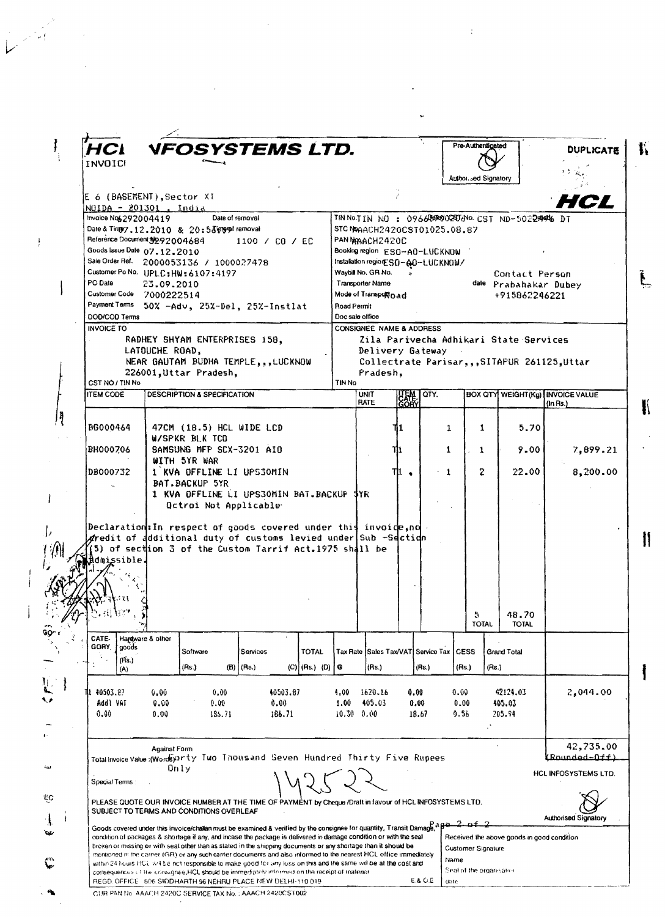# HCL INFOSYSTEMS LTD.

INVOICE

Pre-Authenticated

Authorised Signatory

**DUPLICATE**

**HCL**

E 6 (BASEMENT), Sector XI
NOIDA - 201301 , India

| | | | |
|---|---|---|---|
| Invoice No. | 6292004419 | TIN No. | TIN NO : 0966... CST No. CST ND-5022... DT |
| Date & Time of removal | 07.12.2010 & 20:58 | STC No. | AACH2420CST01025.08.87 |
| Reference Document No. | 6292004684 1100 / CO / EC | PAN No. | AACH2420C |
| Goods Issue Date | 07.12.2010 | Booking region | ESO-AO-LUCKNOW |
| Sale Order Ref. | 2000053136 / 1000027478 | Installation region | ESO-AO-LUCKNOW/ |
| Customer Po No. | UPLC:HW:6107:4197 | Waybill No. GR No. | |
| PO Date | 23.09.2010 | Transporter Name | |
| Customer Code | 7000222514 | Mode of Transport | Road |
| Payment Terms | 50% -Adv, 25%-Del, 25%-Instlat | Road Permit | |
| DOD/COD Terms | | Doc sale office | |

Contact Person: Prabahakar Dubey +915862246221

**INVOICE TO**

RADHEY SHYAM ENTERPRISES 158,
LATOUCHE ROAD,
NEAR GAUTAM BUDHA TEMPLE,,,LUCKNOW
226001,Uttar Pradesh,

CST NO / TIN No

**CONSIGNEE NAME & ADDRESS**

Zila Parivecha Adhikari State Services
Delivery Gateway
Collectrate Parisar,,,SITAPUR 261125,Uttar Pradesh,

TIN No

| ITEM CODE | DESCRIPTION & SPECIFICATION | UNIT RATE | ITEM CATE-GORY | QTY. | BOX QTY | WEIGHT(Kg) | INVOICE VALUE (In Rs.) |
|---|---|---|---|---|---|---|---|
| BG000464 | 47CM (18.5) HCL WIDE LCD W/SPKR BLK TCO | | T1 | 1 | 1 | 5.70 | |
| BH000706 | SAMSUNG MFP SCX-3201 AIO WITH 5YR WAR | | T1 | 1 | 1 | 9.00 | 7,899.21 |
| DB000732 | 1 KVA OFFLINE LI UPS30MIN BAT.BACKUP 5YR<br>1 KVA OFFLINE LI UPS30MIN BAT.BACKUP 5YR<br>Octroi Not Applicable | | T1 | 1 | 2 | 22.00 | 8,200.00 |
| | | | | | 5 TOTAL | 48.70 TOTAL | |

Declaration: In respect of goods covered under this invoice, no credit of additional duty of customs levied under Sub -Section (5) of section 3 of the Custom Tarrif Act.1975 shall be admissible.

| CATE-GORY | Hardware & other goods (Rs.) (A) | Software (Rs.) (B) | Services (Rs.) (C) | TOTAL (Rs.) (D) | Tax Rate @ | Sales Tax/VAT (Rs.) | Service Tax (Rs.) | CESS (Rs.) | Grand Total (Rs.) | |
|---|---|---|---|---|---|---|---|---|---|---|
| T1 | 40503.87 | 0.00 | 0.00 | 40503.87 | 4.00 | 1620.16 | 0.00 | 0.00 | 42124.03 | 2,044.00 |
| Addl VAT | 0.00 | 0.00 | 0.00 | 0.00 | 1.00 | 405.03 | 0.00 | 0.00 | 405.03 | |
| 0.00 | 0.00 | 186.71 | 186.71 | | 10.30 | 0.00 | 18.67 | 0.56 | 205.94 | |

Against Form

Total Invoice Value :(Words) Forty Two Thousand Seven Hundred Thirty Five Rupees Only

42,735.00 (Rounded-Off)

HCL INFOSYSTEMS LTD.

Special Terms

14252

PLEASE QUOTE OUR INVOICE NUMBER AT THE TIME OF PAYMENT by Cheque /Draft in favour of HCL INFOSYSTEMS LTD.
SUBJECT TO TERMS AND CONDITIONS OVERLEAF

Authorised Signatory

Goods covered under this invoice/challan must be examined & verified by the consignee for quantity, Transit Damage, condition of packages & shortage if any, and incase the package is delivered in damage condition or with the seal broken or missing or with seal other than as stated in the shipping documents or any shortage than it should be mentioned in the carrier (GR) or any such carrier documents and also informed to the nearest HCL office immediately within 24 hours HCL will be not responsible to make good for any loss on this and the same will be at the cost and consequences of the consignee.HCL should be immediately informed on the receipt of material.

Received the above goods in good condition
Customer Signature
Name
Seal of the organisation
date

REGD OFFICE: 806 SIDDHARTH 96 NEHRU PLACE NEW DELHI-110 019 E & OE

CUR PAN No. AAACH 2420C SERVICE TAX No. : AAACH 2420CST002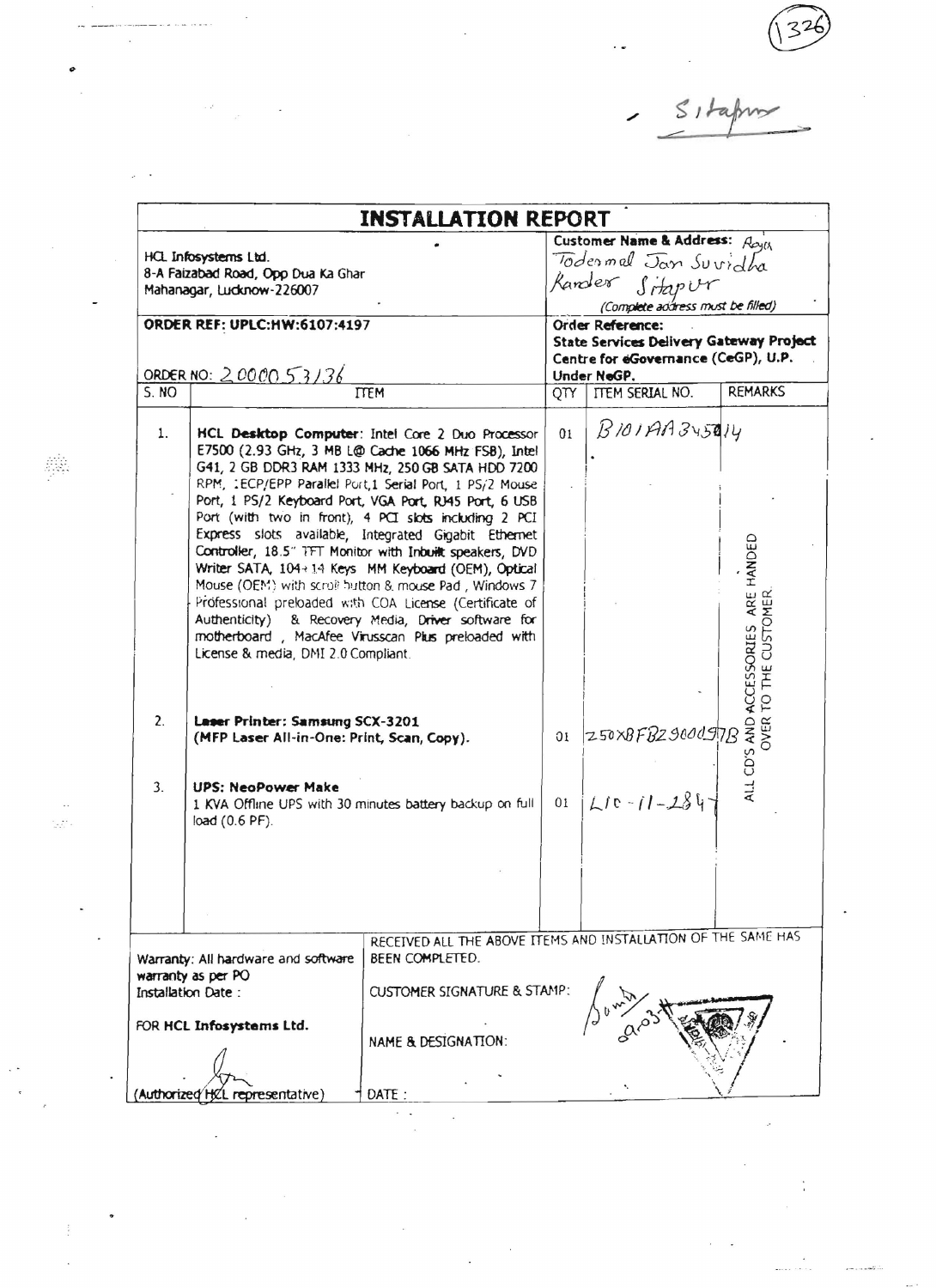(1326)

Sitapur

# INSTALLATION REPORT

| | |
|---|---|
| HCL Infosystems Ltd.<br>8-A Faizabad Road, Opp Dua Ka Ghar<br>Mahanagar, Lucknow-226007 | **Customer Name & Address:** Raja Todermal Jan Suvidha Kender Sitapur<br>*(Complete address must be filled)* |
| **ORDER REF: UPLC:HW:6107:4197**<br><br>ORDER NO: 20000 53136 | **Order Reference:**<br>**State Services Delivery Gateway Project Centre for eGovernance (CeGP), U.P. Under NeGP.** |

| S. NO | ITEM | QTY | ITEM SERIAL NO. | REMARKS |
|---|---|---|---|---|
| 1. | **HCL Desktop Computer**: Intel Core 2 Duo Processor E7500 (2.93 GHz, 3 MB L@ Cache 1066 MHz FSB), Intel G41, 2 GB DDR3 RAM 1333 MHz, 250 GB SATA HDD 7200 RPM, 1ECP/EPP Parallel Port,1 Serial Port, 1 PS/2 Mouse Port, 1 PS/2 Keyboard Port, VGA Port, RJ45 Port, 6 USB Port (with two in front), 4 PCI slots including 2 PCI Express slots available, Integrated Gigabit Ethernet Controller, 18.5" TFT Monitor with Inbuilt speakers, DVD Writer SATA, 104+14 Keys MM Keyboard (OEM), Optical Mouse (OEM) with scroll button & mouse Pad, Windows 7 Professional preloaded with COA License (Certificate of Authenticity) & Recovery Media, Driver software for motherboard, MacAfee Virusscan Plus preloaded with License & media, DMI 2.0 Compliant. | 01 | B101AA345014 | ALL CD'S AND ACCESSORIES ARE HANDED OVER TO THE CUSTOMER. |
| 2. | **Laser Printer: Samsung SCX-3201**<br>**(MFP Laser All-in-One: Print, Scan, Copy).** | 01 | Z50XBFBZ900097B | |
| 3. | **UPS: NeoPower Make**<br>1 KVA Offline UPS with 30 minutes battery backup on full load (0.6 PF). | 01 | LIC-11-2847 | |

| | |
|---|---|
| Warranty: All hardware and software warranty as per PO<br>Installation Date :<br><br>FOR **HCL Infosystems Ltd.**<br><br>(Authorized HCL representative) | RECEIVED ALL THE ABOVE ITEMS AND INSTALLATION OF THE SAME HAS BEEN COMPLETED.<br><br>CUSTOMER SIGNATURE & STAMP: [signature] 20/03<br><br>NAME & DESIGNATION:<br><br>DATE : |